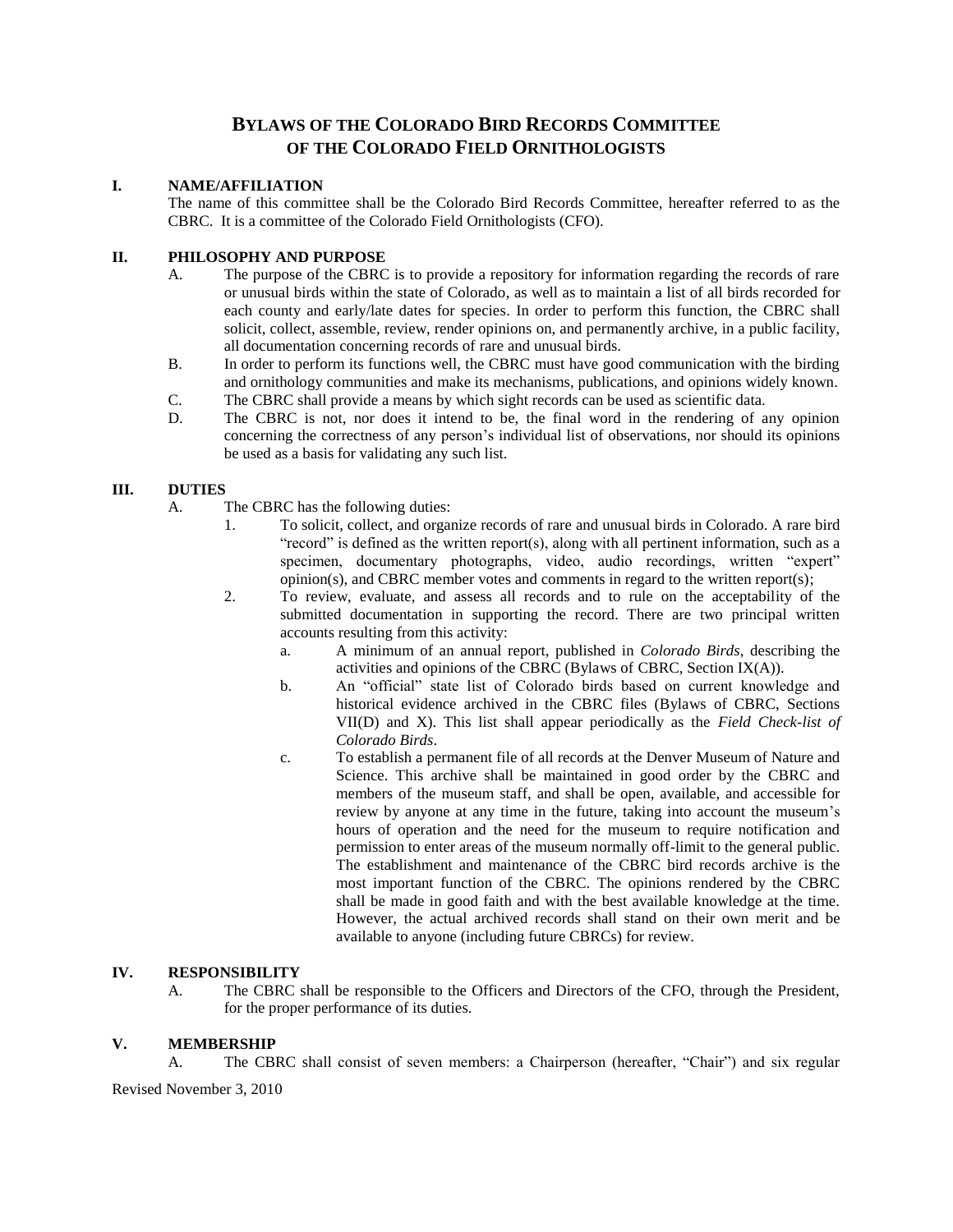# BYLAWS OF THE COLORADO BIRD RECORDS COMMITTEE OF THE COLORADO FIELD ORNITHOLOGISTS

## I. NAME/AFFILIATION

The name of this committee shall be the Colorado Bird Records Committee, hereafter referred to as the CBRC. It is a committee of the Colorado Field Ornithologists (CFO).

## II. PHILOSOPHY AND PURPOSE

A. The purpose of the CBRC is to provide a repository for information regarding the records of rare or unusual birds within the state of Colorado, as well as to maintain a list of all birds recorded for each county and early/late dates for species. In order to perform this function, the CBRC shall solicit, collect, assemble, review, render opinions on, and permanently archive, in a public facility, all documentation concerning records of rare and unusual birds.

B. In order to perform its functions well, the CBRC must have good communication with the birding and ornithology communities and make its mechanisms, publications, and opinions widely known.

C. The CBRC shall provide a means by which sight records can be used as scientific data.

D. The CBRC is not, nor does it intend to be, the final word in the rendering of any opinion concerning the correctness of any person's individual list of observations, nor should its opinions be used as a basis for validating any such list.

## III. DUTIES

A. The CBRC has the following duties:

1. To solicit, collect, and organize records of rare and unusual birds in Colorado. A rare bird "record" is defined as the written report(s), along with all pertinent information, such as a specimen, documentary photographs, video, audio recordings, written "expert" opinion(s), and CBRC member votes and comments in regard to the written report(s);

2. To review, evaluate, and assess all records and to rule on the acceptability of the submitted documentation in supporting the record. There are two principal written accounts resulting from this activity:

   a. A minimum of an annual report, published in *Colorado Birds*, describing the activities and opinions of the CBRC (Bylaws of CBRC, Section IX(A)).

   b. An "official" state list of Colorado birds based on current knowledge and historical evidence archived in the CBRC files (Bylaws of CBRC, Sections VII(D) and X). This list shall appear periodically as the *Field Check-list of Colorado Birds*.

   c. To establish a permanent file of all records at the Denver Museum of Nature and Science. This archive shall be maintained in good order by the CBRC and members of the museum staff, and shall be open, available, and accessible for review by anyone at any time in the future, taking into account the museum's hours of operation and the need for the museum to require notification and permission to enter areas of the museum normally off-limit to the general public. The establishment and maintenance of the CBRC bird records archive is the most important function of the CBRC. The opinions rendered by the CBRC shall be made in good faith and with the best available knowledge at the time. However, the actual archived records shall stand on their own merit and be available to anyone (including future CBRCs) for review.

## IV. RESPONSIBILITY

A. The CBRC shall be responsible to the Officers and Directors of the CFO, through the President, for the proper performance of its duties.

## V. MEMBERSHIP

A. The CBRC shall consist of seven members: a Chairperson (hereafter, "Chair") and six regular

Revised November 3, 2010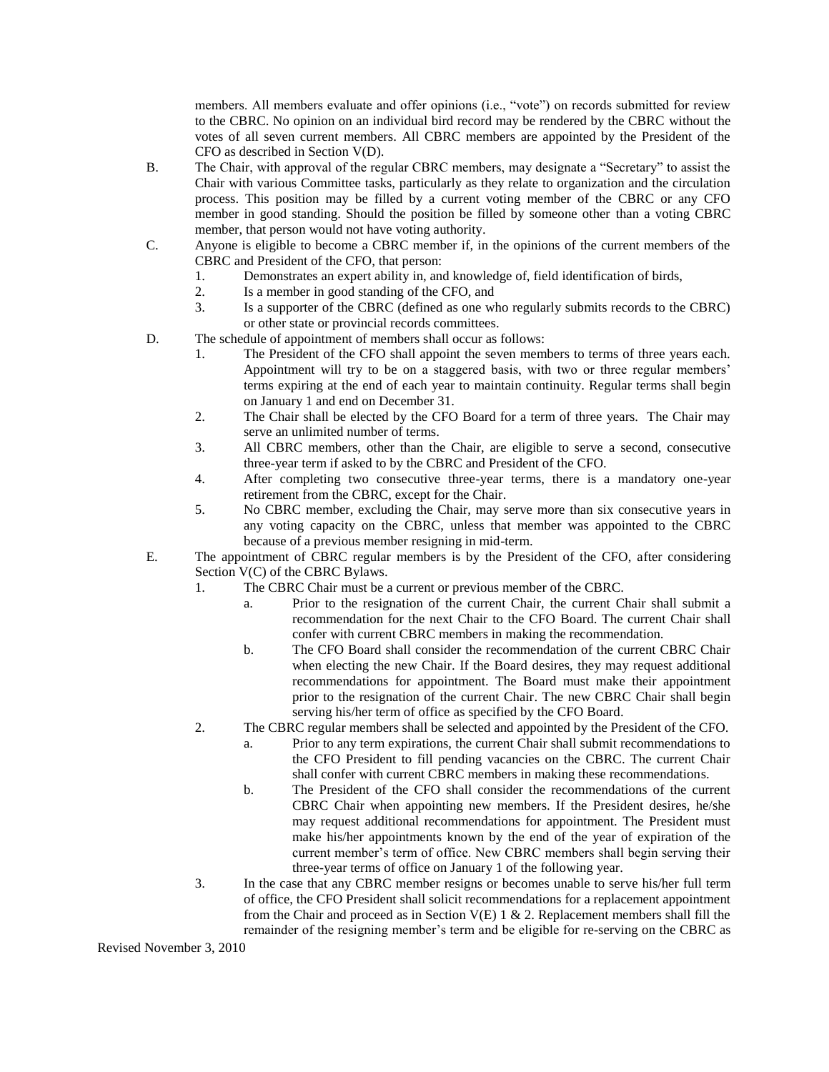members. All members evaluate and offer opinions (i.e., "vote") on records submitted for review to the CBRC. No opinion on an individual bird record may be rendered by the CBRC without the votes of all seven current members. All CBRC members are appointed by the President of the CFO as described in Section V(D).

B. The Chair, with approval of the regular CBRC members, may designate a "Secretary" to assist the Chair with various Committee tasks, particularly as they relate to organization and the circulation process. This position may be filled by a current voting member of the CBRC or any CFO member in good standing. Should the position be filled by someone other than a voting CBRC member, that person would not have voting authority.

C. Anyone is eligible to become a CBRC member if, in the opinions of the current members of the CBRC and President of the CFO, that person:
   1. Demonstrates an expert ability in, and knowledge of, field identification of birds,
   2. Is a member in good standing of the CFO, and
   3. Is a supporter of the CBRC (defined as one who regularly submits records to the CBRC) or other state or provincial records committees.

D. The schedule of appointment of members shall occur as follows:
   1. The President of the CFO shall appoint the seven members to terms of three years each. Appointment will try to be on a staggered basis, with two or three regular members' terms expiring at the end of each year to maintain continuity. Regular terms shall begin on January 1 and end on December 31.
   2. The Chair shall be elected by the CFO Board for a term of three years. The Chair may serve an unlimited number of terms.
   3. All CBRC members, other than the Chair, are eligible to serve a second, consecutive three-year term if asked to by the CBRC and President of the CFO.
   4. After completing two consecutive three-year terms, there is a mandatory one-year retirement from the CBRC, except for the Chair.
   5. No CBRC member, excluding the Chair, may serve more than six consecutive years in any voting capacity on the CBRC, unless that member was appointed to the CBRC because of a previous member resigning in mid-term.

E. The appointment of CBRC regular members is by the President of the CFO, after considering Section V(C) of the CBRC Bylaws.
   1. The CBRC Chair must be a current or previous member of the CBRC.
      a. Prior to the resignation of the current Chair, the current Chair shall submit a recommendation for the next Chair to the CFO Board. The current Chair shall confer with current CBRC members in making the recommendation.
      b. The CFO Board shall consider the recommendation of the current CBRC Chair when electing the new Chair. If the Board desires, they may request additional recommendations for appointment. The Board must make their appointment prior to the resignation of the current Chair. The new CBRC Chair shall begin serving his/her term of office as specified by the CFO Board.
   2. The CBRC regular members shall be selected and appointed by the President of the CFO.
      a. Prior to any term expirations, the current Chair shall submit recommendations to the CFO President to fill pending vacancies on the CBRC. The current Chair shall confer with current CBRC members in making these recommendations.
      b. The President of the CFO shall consider the recommendations of the current CBRC Chair when appointing new members. If the President desires, he/she may request additional recommendations for appointment. The President must make his/her appointments known by the end of the year of expiration of the current member's term of office. New CBRC members shall begin serving their three-year terms of office on January 1 of the following year.
   3. In the case that any CBRC member resigns or becomes unable to serve his/her full term of office, the CFO President shall solicit recommendations for a replacement appointment from the Chair and proceed as in Section V(E) 1 & 2. Replacement members shall fill the remainder of the resigning member's term and be eligible for re-serving on the CBRC as

Revised November 3, 2010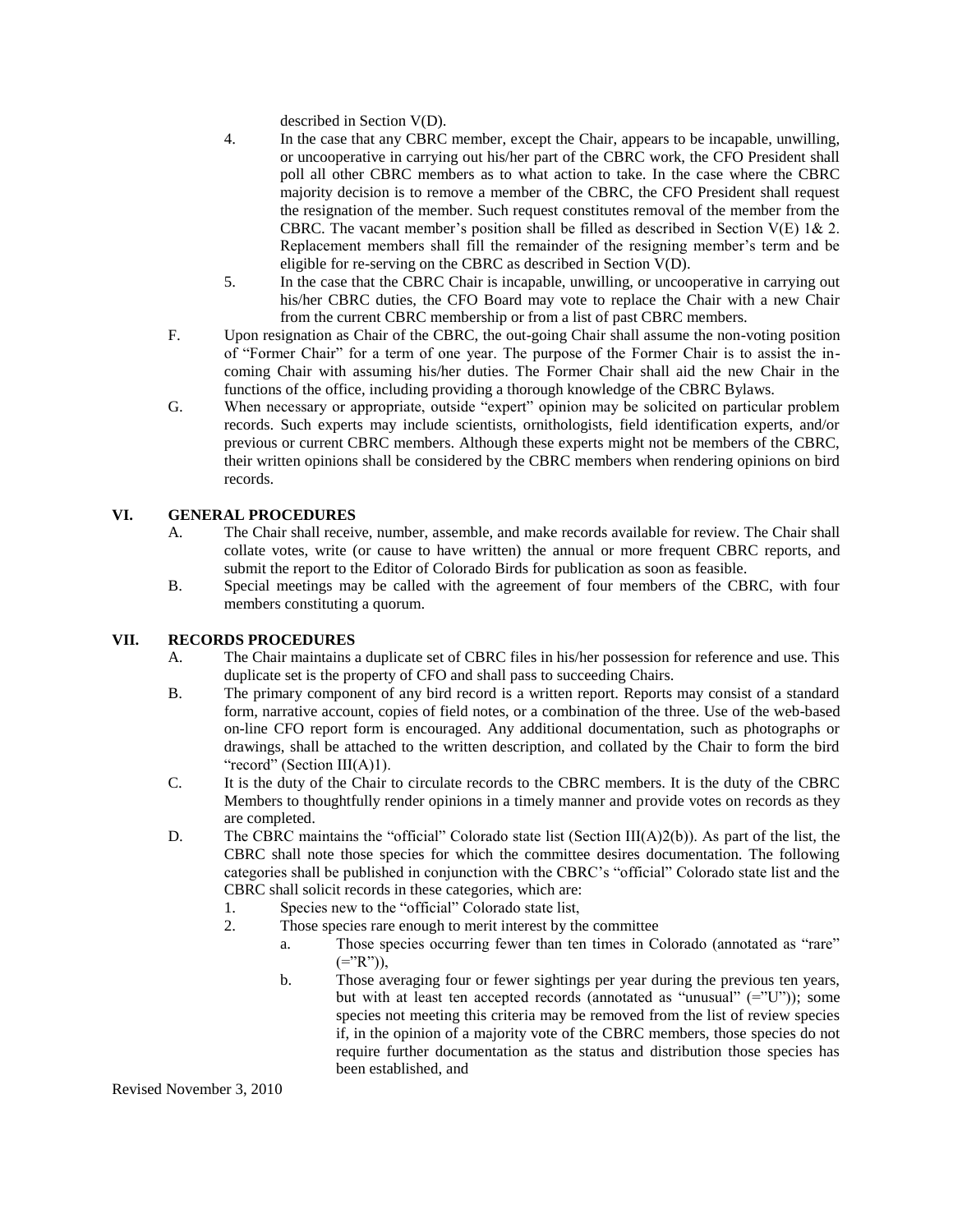described in Section V(D).

4. In the case that any CBRC member, except the Chair, appears to be incapable, unwilling, or uncooperative in carrying out his/her part of the CBRC work, the CFO President shall poll all other CBRC members as to what action to take. In the case where the CBRC majority decision is to remove a member of the CBRC, the CFO President shall request the resignation of the member. Such request constitutes removal of the member from the CBRC. The vacant member's position shall be filled as described in Section V(E) 1& 2. Replacement members shall fill the remainder of the resigning member's term and be eligible for re-serving on the CBRC as described in Section V(D).
5. In the case that the CBRC Chair is incapable, unwilling, or uncooperative in carrying out his/her CBRC duties, the CFO Board may vote to replace the Chair with a new Chair from the current CBRC membership or from a list of past CBRC members.

F. Upon resignation as Chair of the CBRC, the out-going Chair shall assume the non-voting position of "Former Chair" for a term of one year. The purpose of the Former Chair is to assist the in-coming Chair with assuming his/her duties. The Former Chair shall aid the new Chair in the functions of the office, including providing a thorough knowledge of the CBRC Bylaws.

G. When necessary or appropriate, outside "expert" opinion may be solicited on particular problem records. Such experts may include scientists, ornithologists, field identification experts, and/or previous or current CBRC members. Although these experts might not be members of the CBRC, their written opinions shall be considered by the CBRC members when rendering opinions on bird records.

## VI. GENERAL PROCEDURES

A. The Chair shall receive, number, assemble, and make records available for review. The Chair shall collate votes, write (or cause to have written) the annual or more frequent CBRC reports, and submit the report to the Editor of Colorado Birds for publication as soon as feasible.

B. Special meetings may be called with the agreement of four members of the CBRC, with four members constituting a quorum.

## VII. RECORDS PROCEDURES

A. The Chair maintains a duplicate set of CBRC files in his/her possession for reference and use. This duplicate set is the property of CFO and shall pass to succeeding Chairs.

B. The primary component of any bird record is a written report. Reports may consist of a standard form, narrative account, copies of field notes, or a combination of the three. Use of the web-based on-line CFO report form is encouraged. Any additional documentation, such as photographs or drawings, shall be attached to the written description, and collated by the Chair to form the bird "record" (Section III(A)1).

C. It is the duty of the Chair to circulate records to the CBRC members. It is the duty of the CBRC Members to thoughtfully render opinions in a timely manner and provide votes on records as they are completed.

D. The CBRC maintains the "official" Colorado state list (Section III(A)2(b)). As part of the list, the CBRC shall note those species for which the committee desires documentation. The following categories shall be published in conjunction with the CBRC's "official" Colorado state list and the CBRC shall solicit records in these categories, which are:

1. Species new to the "official" Colorado state list,
2. Those species rare enough to merit interest by the committee
   a. Those species occurring fewer than ten times in Colorado (annotated as "rare" (="R")),
   b. Those averaging four or fewer sightings per year during the previous ten years, but with at least ten accepted records (annotated as "unusual" (="U")); some species not meeting this criteria may be removed from the list of review species if, in the opinion of a majority vote of the CBRC members, those species do not require further documentation as the status and distribution those species has been established, and

Revised November 3, 2010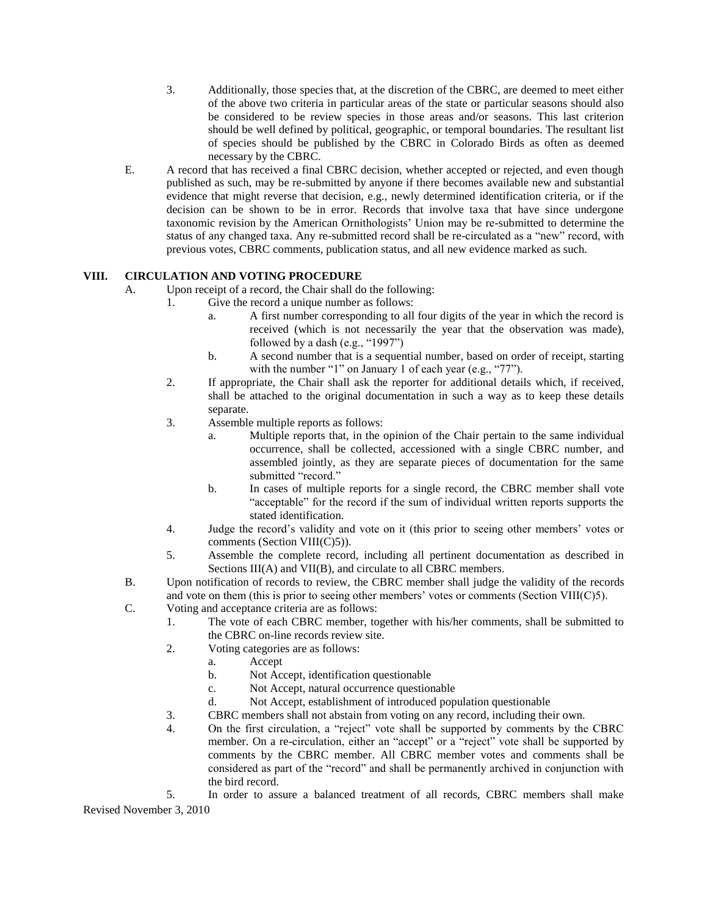3. Additionally, those species that, at the discretion of the CBRC, are deemed to meet either of the above two criteria in particular areas of the state or particular seasons should also be considered to be review species in those areas and/or seasons. This last criterion should be well defined by political, geographic, or temporal boundaries. The resultant list of species should be published by the CBRC in Colorado Birds as often as deemed necessary by the CBRC.

E. A record that has received a final CBRC decision, whether accepted or rejected, and even though published as such, may be re-submitted by anyone if there becomes available new and substantial evidence that might reverse that decision, e.g., newly determined identification criteria, or if the decision can be shown to be in error. Records that involve taxa that have since undergone taxonomic revision by the American Ornithologists' Union may be re-submitted to determine the status of any changed taxa. Any re-submitted record shall be re-circulated as a "new" record, with previous votes, CBRC comments, publication status, and all new evidence marked as such.

## VIII. CIRCULATION AND VOTING PROCEDURE

A. Upon receipt of a record, the Chair shall do the following:

1. Give the record a unique number as follows:
   a. A first number corresponding to all four digits of the year in which the record is received (which is not necessarily the year that the observation was made), followed by a dash (e.g., "1997")
   b. A second number that is a sequential number, based on order of receipt, starting with the number "1" on January 1 of each year (e.g., "77").
2. If appropriate, the Chair shall ask the reporter for additional details which, if received, shall be attached to the original documentation in such a way as to keep these details separate.
3. Assemble multiple reports as follows:
   a. Multiple reports that, in the opinion of the Chair pertain to the same individual occurrence, shall be collected, accessioned with a single CBRC number, and assembled jointly, as they are separate pieces of documentation for the same submitted "record."
   b. In cases of multiple reports for a single record, the CBRC member shall vote "acceptable" for the record if the sum of individual written reports supports the stated identification.
4. Judge the record's validity and vote on it (this prior to seeing other members' votes or comments (Section VIII(C)5)).
5. Assemble the complete record, including all pertinent documentation as described in Sections III(A) and VII(B), and circulate to all CBRC members.

B. Upon notification of records to review, the CBRC member shall judge the validity of the records and vote on them (this is prior to seeing other members' votes or comments (Section VIII(C)5).

C. Voting and acceptance criteria are as follows:

1. The vote of each CBRC member, together with his/her comments, shall be submitted to the CBRC on-line records review site.
2. Voting categories are as follows:
   a. Accept
   b. Not Accept, identification questionable
   c. Not Accept, natural occurrence questionable
   d. Not Accept, establishment of introduced population questionable
3. CBRC members shall not abstain from voting on any record, including their own.
4. On the first circulation, a "reject" vote shall be supported by comments by the CBRC member. On a re-circulation, either an "accept" or a "reject" vote shall be supported by comments by the CBRC member. All CBRC member votes and comments shall be considered as part of the "record" and shall be permanently archived in conjunction with the bird record.
5. In order to assure a balanced treatment of all records, CBRC members shall make

Revised November 3, 2010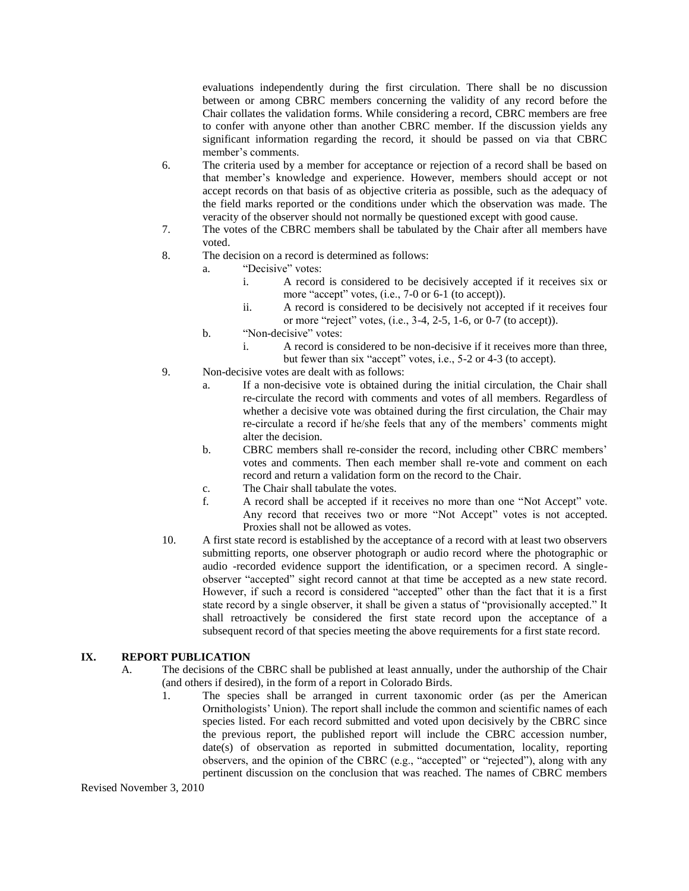evaluations independently during the first circulation. There shall be no discussion between or among CBRC members concerning the validity of any record before the Chair collates the validation forms. While considering a record, CBRC members are free to confer with anyone other than another CBRC member. If the discussion yields any significant information regarding the record, it should be passed on via that CBRC member's comments.

6. The criteria used by a member for acceptance or rejection of a record shall be based on that member's knowledge and experience. However, members should accept or not accept records on that basis of as objective criteria as possible, such as the adequacy of the field marks reported or the conditions under which the observation was made. The veracity of the observer should not normally be questioned except with good cause.
7. The votes of the CBRC members shall be tabulated by the Chair after all members have voted.
8. The decision on a record is determined as follows:
   a. "Decisive" votes:
      i. A record is considered to be decisively accepted if it receives six or more "accept" votes, (i.e., 7-0 or 6-1 (to accept)).
      ii. A record is considered to be decisively not accepted if it receives four or more "reject" votes, (i.e., 3-4, 2-5, 1-6, or 0-7 (to accept)).
   b. "Non-decisive" votes:
      i. A record is considered to be non-decisive if it receives more than three, but fewer than six "accept" votes, i.e., 5-2 or 4-3 (to accept).
9. Non-decisive votes are dealt with as follows:
   a. If a non-decisive vote is obtained during the initial circulation, the Chair shall re-circulate the record with comments and votes of all members. Regardless of whether a decisive vote was obtained during the first circulation, the Chair may re-circulate a record if he/she feels that any of the members' comments might alter the decision.
   b. CBRC members shall re-consider the record, including other CBRC members' votes and comments. Then each member shall re-vote and comment on each record and return a validation form on the record to the Chair.
   c. The Chair shall tabulate the votes.
   f. A record shall be accepted if it receives no more than one "Not Accept" vote. Any record that receives two or more "Not Accept" votes is not accepted. Proxies shall not be allowed as votes.
10. A first state record is established by the acceptance of a record with at least two observers submitting reports, one observer photograph or audio record where the photographic or audio -recorded evidence support the identification, or a specimen record. A single-observer "accepted" sight record cannot at that time be accepted as a new state record. However, if such a record is considered "accepted" other than the fact that it is a first state record by a single observer, it shall be given a status of "provisionally accepted." It shall retroactively be considered the first state record upon the acceptance of a subsequent record of that species meeting the above requirements for a first state record.

## IX. REPORT PUBLICATION

A. The decisions of the CBRC shall be published at least annually, under the authorship of the Chair (and others if desired), in the form of a report in Colorado Birds.

1. The species shall be arranged in current taxonomic order (as per the American Ornithologists' Union). The report shall include the common and scientific names of each species listed. For each record submitted and voted upon decisively by the CBRC since the previous report, the published report will include the CBRC accession number, date(s) of observation as reported in submitted documentation, locality, reporting observers, and the opinion of the CBRC (e.g., "accepted" or "rejected"), along with any pertinent discussion on the conclusion that was reached. The names of CBRC members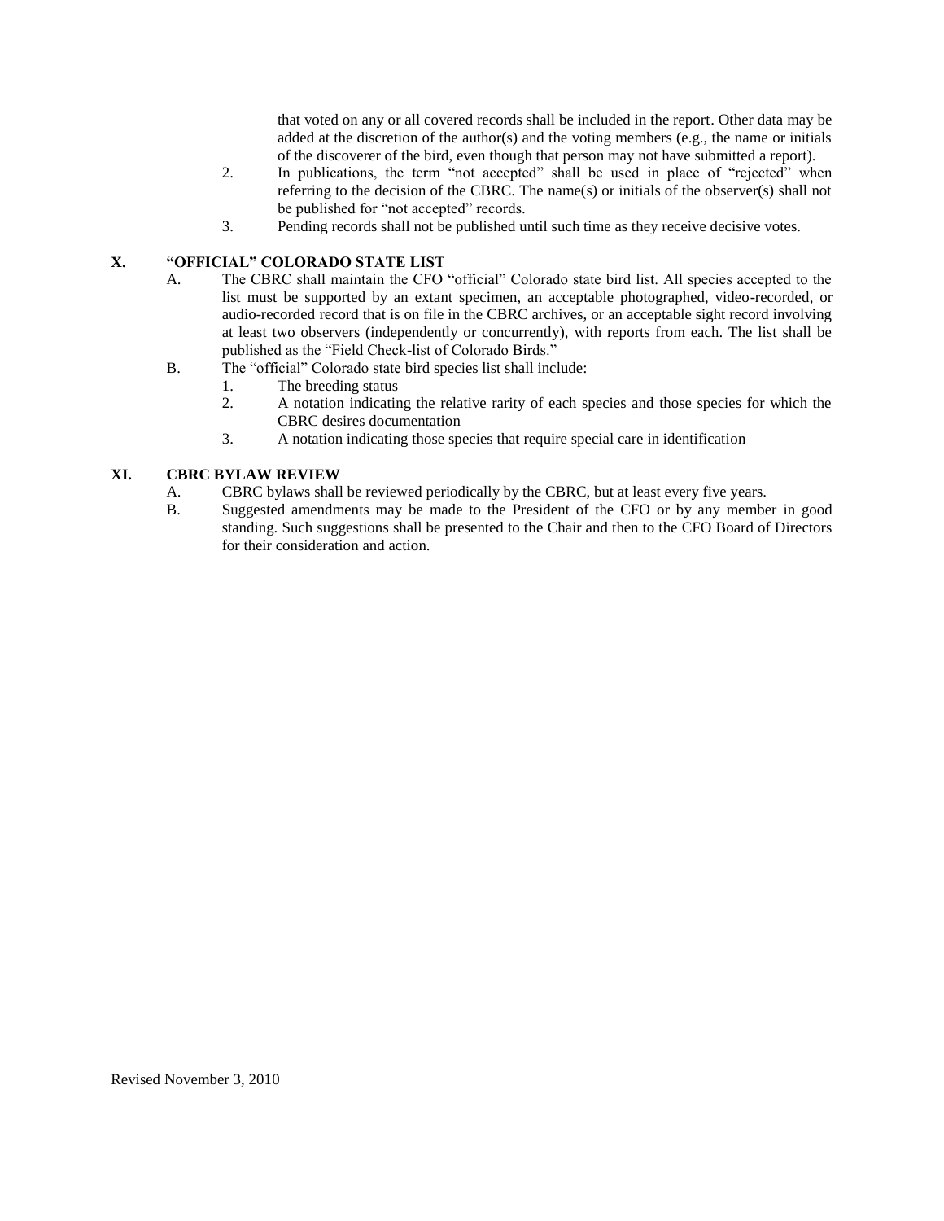that voted on any or all covered records shall be included in the report. Other data may be added at the discretion of the author(s) and the voting members (e.g., the name or initials of the discoverer of the bird, even though that person may not have submitted a report).

2. In publications, the term "not accepted" shall be used in place of "rejected" when referring to the decision of the CBRC. The name(s) or initials of the observer(s) shall not be published for "not accepted" records.
3. Pending records shall not be published until such time as they receive decisive votes.

## X. "OFFICIAL" COLORADO STATE LIST

A. The CBRC shall maintain the CFO "official" Colorado state bird list. All species accepted to the list must be supported by an extant specimen, an acceptable photographed, video-recorded, or audio-recorded record that is on file in the CBRC archives, or an acceptable sight record involving at least two observers (independently or concurrently), with reports from each. The list shall be published as the "Field Check-list of Colorado Birds."

B. The "official" Colorado state bird species list shall include:
   1. The breeding status
   2. A notation indicating the relative rarity of each species and those species for which the CBRC desires documentation
   3. A notation indicating those species that require special care in identification

## XI. CBRC BYLAW REVIEW

A. CBRC bylaws shall be reviewed periodically by the CBRC, but at least every five years.

B. Suggested amendments may be made to the President of the CFO or by any member in good standing. Such suggestions shall be presented to the Chair and then to the CFO Board of Directors for their consideration and action.

Revised November 3, 2010